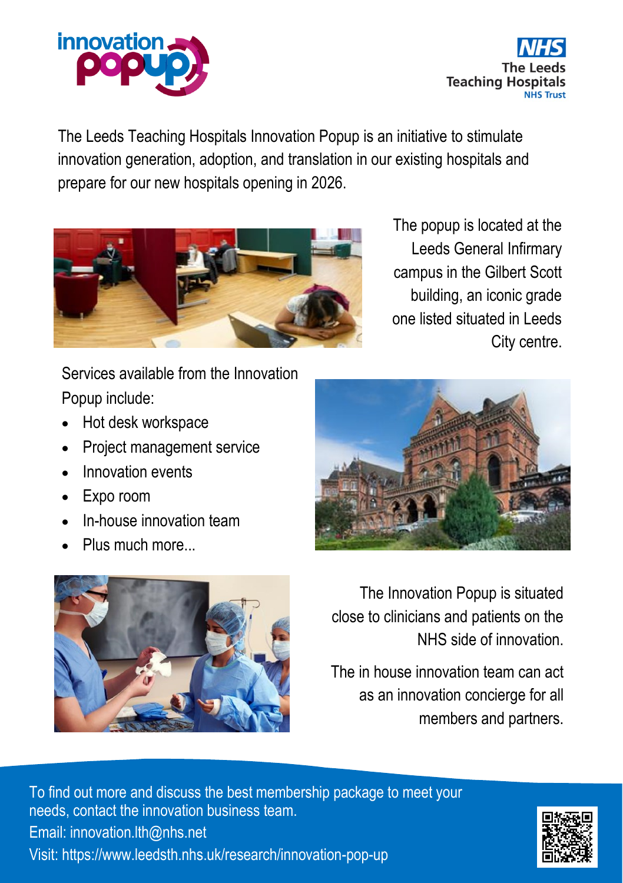innovation popup

NHS The Leeds Teaching Hospitals NHS Trust

The Leeds Teaching Hospitals Innovation Popup is an initiative to stimulate innovation generation, adoption, and translation in our existing hospitals and prepare for our new hospitals opening in 2026.

The popup is located at the Leeds General Infirmary campus in the Gilbert Scott building, an iconic grade one listed situated in Leeds City centre.

Services available from the Innovation Popup include:

- Hot desk workspace
- Project management service
- Innovation events
- Expo room
- In-house innovation team
- Plus much more...

The Innovation Popup is situated close to clinicians and patients on the NHS side of innovation.

The in house innovation team can act as an innovation concierge for all members and partners.

To find out more and discuss the best membership package to meet your needs, contact the innovation business team.
Email: innovation.lth@nhs.net
Visit: https://www.leedsth.nhs.uk/research/innovation-pop-up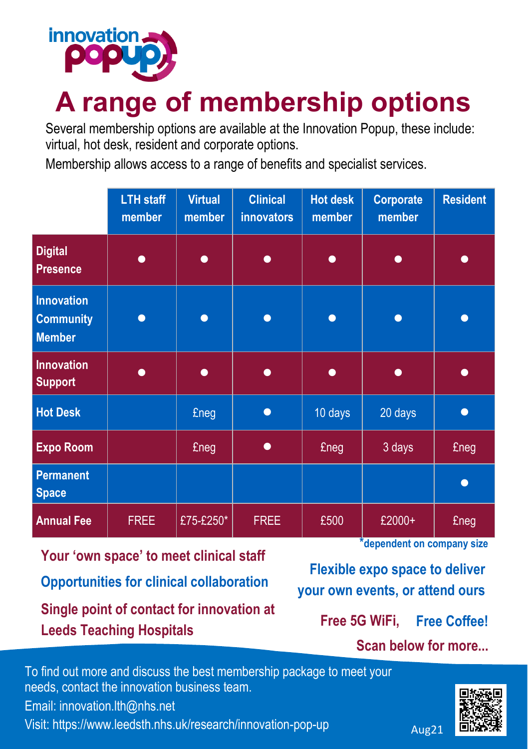# A range of membership options

Several membership options are available at the Innovation Popup, these include: virtual, hot desk, resident and corporate options.

Membership allows access to a range of benefits and specialist services.

| | LTH staff member | Virtual member | Clinical innovators | Hot desk member | Corporate member | Resident |
|---|---|---|---|---|---|---|
| Digital Presence | ● | ● | ● | ● | ● | ● |
| Innovation Community Member | ● | ● | ● | ● | ● | ● |
| Innovation Support | ● | ● | ● | ● | ● | ● |
| Hot Desk | | £neg | ● | 10 days | 20 days | ● |
| Expo Room | | £neg | ● | £neg | 3 days | £neg |
| Permanent Space | | | | | | ● |
| Annual Fee | FREE | £75-£250* | FREE | £500 | £2000+ | £neg |

*dependent on company size

**Your 'own space' to meet clinical staff**

**Opportunities for clinical collaboration**

**Single point of contact for innovation at Leeds Teaching Hospitals**

**Flexible expo space to deliver your own events, or attend ours**

**Free 5G WiFi, Free Coffee!**

**Scan below for more...**

To find out more and discuss the best membership package to meet your needs, contact the innovation business team.

Email: innovation.lth@nhs.net

Visit: https://www.leedsth.nhs.uk/research/innovation-pop-up

Aug21